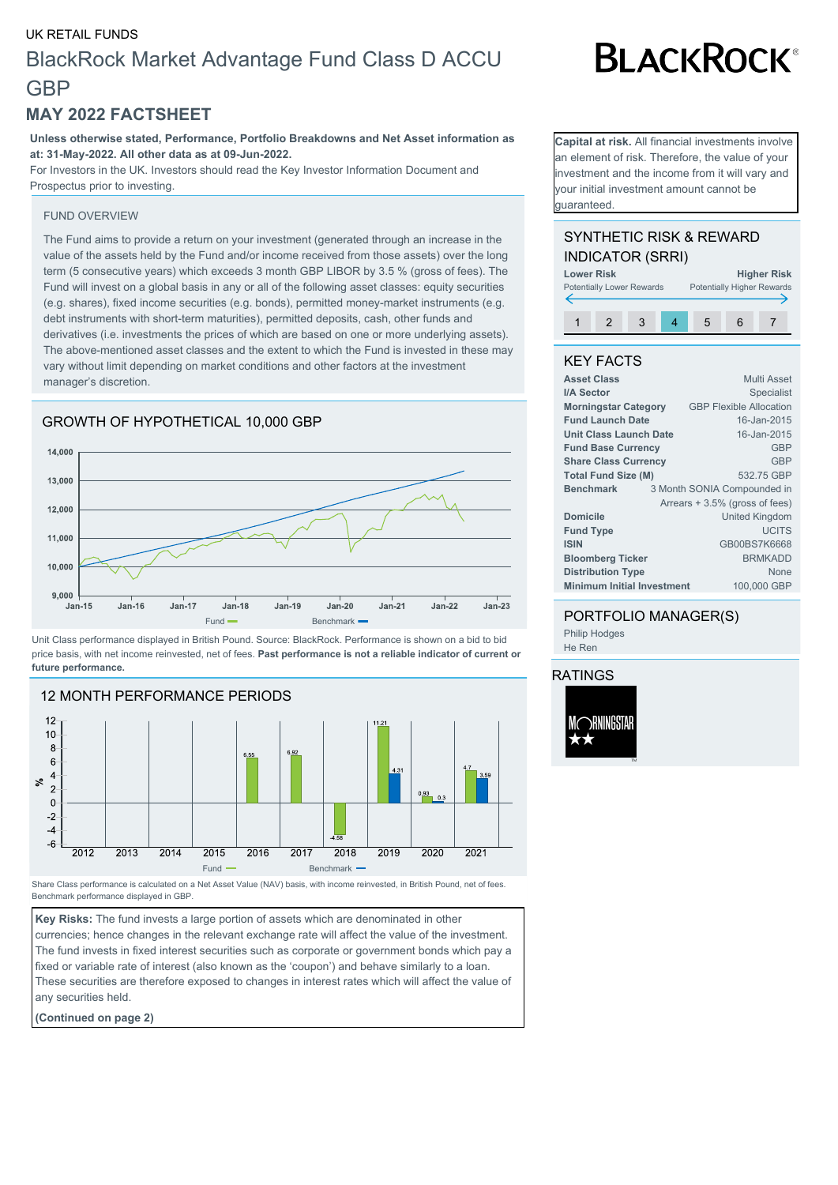UK RETAIL FUNDS

# BlackRock Market Advantage Fund Class D ACCU GBP

## MAY 2022 FACTSHEET

**Unless otherwise stated, Performance, Portfolio Breakdowns and Net Asset information as at: 31-May-2022. All other data as at 09-Jun-2022.**

For Investors in the UK. Investors should read the Key Investor Information Document and Prospectus prior to investing.

**Capital at risk.** All financial investments involve an element of risk. Therefore, the value of your investment and the income from it will vary and your initial investment amount cannot be guaranteed.

### FUND OVERVIEW

The Fund aims to provide a return on your investment (generated through an increase in the value of the assets held by the Fund and/or income received from those assets) over the long term (5 consecutive years) which exceeds 3 month GBP LIBOR by 3.5 % (gross of fees). The Fund will invest on a global basis in any or all of the following asset classes: equity securities (e.g. shares), fixed income securities (e.g. bonds), permitted money-market instruments (e.g. debt instruments with short-term maturities), permitted deposits, cash, other funds and derivatives (i.e. investments the prices of which are based on one or more underlying assets). The above-mentioned asset classes and the extent to which the Fund is invested in these may vary without limit depending on market conditions and other factors at the investment manager's discretion.

### GROWTH OF HYPOTHETICAL 10,000 GBP

Unit Class performance displayed in British Pound. Source: BlackRock. Performance is shown on a bid to bid price basis, with net income reinvested, net of fees. **Past performance is not a reliable indicator of current or future performance.**

### 12 MONTH PERFORMANCE PERIODS

| | 2012 | 2013 | 2014 | 2015 | 2016 | 2017 | 2018 | 2019 | 2020 | 2021 |
|---|---|---|---|---|---|---|---|---|---|---|
| Fund (%) | | | | | 6.55 | 6.92 | -4.58 | 11.21 | 0.93 | 4.7 |
| Benchmark (%) | | | | | | | | 4.31 | 0.3 | 3.59 |

Share Class performance is calculated on a Net Asset Value (NAV) basis, with income reinvested, in British Pound, net of fees. Benchmark performance displayed in GBP.

**Key Risks:** The fund invests a large portion of assets which are denominated in other currencies; hence changes in the relevant exchange rate will affect the value of the investment. The fund invests in fixed interest securities such as corporate or government bonds which pay a fixed or variable rate of interest (also known as the 'coupon') and behave similarly to a loan. These securities are therefore exposed to changes in interest rates which will affect the value of any securities held.

**(Continued on page 2)**

### SYNTHETIC RISK & REWARD INDICATOR (SRRI)

**Lower Risk** – Potentially Lower Rewards; **Higher Risk** – Potentially Higher Rewards

1 | 2 | 3 | **4** | 5 | 6 | 7

### KEY FACTS

| | |
|---|---|
| **Asset Class** | Multi Asset |
| **I/A Sector** | Specialist |
| **Morningstar Category** | GBP Flexible Allocation |
| **Fund Launch Date** | 16-Jan-2015 |
| **Unit Class Launch Date** | 16-Jan-2015 |
| **Fund Base Currency** | GBP |
| **Share Class Currency** | GBP |
| **Total Fund Size (M)** | 532.75 GBP |
| **Benchmark** | 3 Month SONIA Compounded in Arrears + 3.5% (gross of fees) |
| **Domicile** | United Kingdom |
| **Fund Type** | UCITS |
| **ISIN** | GB00BS7K6668 |
| **Bloomberg Ticker** | BRMKADD |
| **Distribution Type** | None |
| **Minimum Initial Investment** | 100,000 GBP |

### PORTFOLIO MANAGER(S)

Philip Hodges
He Ren

### RATINGS

Morningstar ★★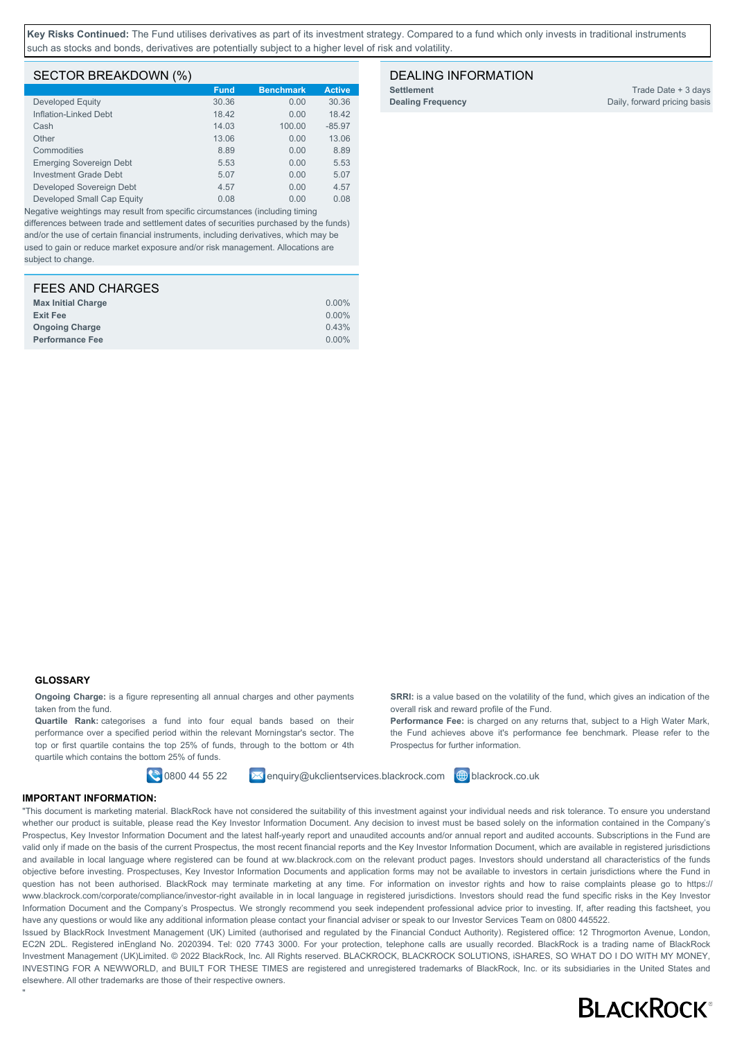**Key Risks Continued:** The Fund utilises derivatives as part of its investment strategy. Compared to a fund which only invests in traditional instruments such as stocks and bonds, derivatives are potentially subject to a higher level of risk and volatility.

## SECTOR BREAKDOWN (%)

| | Fund | Benchmark | Active |
|---|---|---|---|
| Developed Equity | 30.36 | 0.00 | 30.36 |
| Inflation-Linked Debt | 18.42 | 0.00 | 18.42 |
| Cash | 14.03 | 100.00 | -85.97 |
| Other | 13.06 | 0.00 | 13.06 |
| Commodities | 8.89 | 0.00 | 8.89 |
| Emerging Sovereign Debt | 5.53 | 0.00 | 5.53 |
| Investment Grade Debt | 5.07 | 0.00 | 5.07 |
| Developed Sovereign Debt | 4.57 | 0.00 | 4.57 |
| Developed Small Cap Equity | 0.08 | 0.00 | 0.08 |

Negative weightings may result from specific circumstances (including timing differences between trade and settlement dates of securities purchased by the funds) and/or the use of certain financial instruments, including derivatives, which may be used to gain or reduce market exposure and/or risk management. Allocations are subject to change.

## FEES AND CHARGES

| | |
|---|---|
| **Max Initial Charge** | 0.00% |
| **Exit Fee** | 0.00% |
| **Ongoing Charge** | 0.43% |
| **Performance Fee** | 0.00% |

## DEALING INFORMATION

| | |
|---|---|
| **Settlement** | Trade Date + 3 days |
| **Dealing Frequency** | Daily, forward pricing basis |

### GLOSSARY

**Ongoing Charge:** is a figure representing all annual charges and other payments taken from the fund.

**Quartile Rank:** categorises a fund into four equal bands based on their performance over a specified period within the relevant Morningstar's sector. The top or first quartile contains the top 25% of funds, through to the bottom or 4th quartile which contains the bottom 25% of funds.

**SRRI:** is a value based on the volatility of the fund, which gives an indication of the overall risk and reward profile of the Fund.

**Performance Fee:** is charged on any returns that, subject to a High Water Mark, the Fund achieves above it's performance fee benchmark. Please refer to the Prospectus for further information.

0800 44 55 22 enquiry@ukclientservices.blackrock.com blackrock.co.uk

### IMPORTANT INFORMATION:

"This document is marketing material. BlackRock have not considered the suitability of this investment against your individual needs and risk tolerance. To ensure you understand whether our product is suitable, please read the Key Investor Information Document. Any decision to invest must be based solely on the information contained in the Company's Prospectus, Key Investor Information Document and the latest half-yearly report and unaudited accounts and/or annual report and audited accounts. Subscriptions in the Fund are valid only if made on the basis of the current Prospectus, the most recent financial reports and the Key Investor Information Document, which are available in registered jurisdictions and available in local language where registered can be found at ww.blackrock.com on the relevant product pages. Investors should understand all characteristics of the funds objective before investing. Prospectuses, Key Investor Information Documents and application forms may not be available to investors in certain jurisdictions where the Fund in question has not been authorised. BlackRock may terminate marketing at any time. For information on investor rights and how to raise complaints please go to https://www.blackrock.com/corporate/compliance/investor-right available in in local language in registered jurisdictions. Investors should read the fund specific risks in the Key Investor Information Document and the Company's Prospectus. We strongly recommend you seek independent professional advice prior to investing. If, after reading this factsheet, you have any questions or would like any additional information please contact your financial adviser or speak to our Investor Services Team on 0800 445522.

Issued by BlackRock Investment Management (UK) Limited (authorised and regulated by the Financial Conduct Authority). Registered office: 12 Throgmorton Avenue, London, EC2N 2DL. Registered inEngland No. 2020394. Tel: 020 7743 3000. For your protection, telephone calls are usually recorded. BlackRock is a trading name of BlackRock Investment Management (UK)Limited. © 2022 BlackRock, Inc. All Rights reserved. BLACKROCK, BLACKROCK SOLUTIONS, iSHARES, SO WHAT DO I DO WITH MY MONEY, INVESTING FOR A NEWWORLD, and BUILT FOR THESE TIMES are registered and unregistered trademarks of BlackRock, Inc. or its subsidiaries in the United States and elsewhere. All other trademarks are those of their respective owners.

"

BLACKROCK®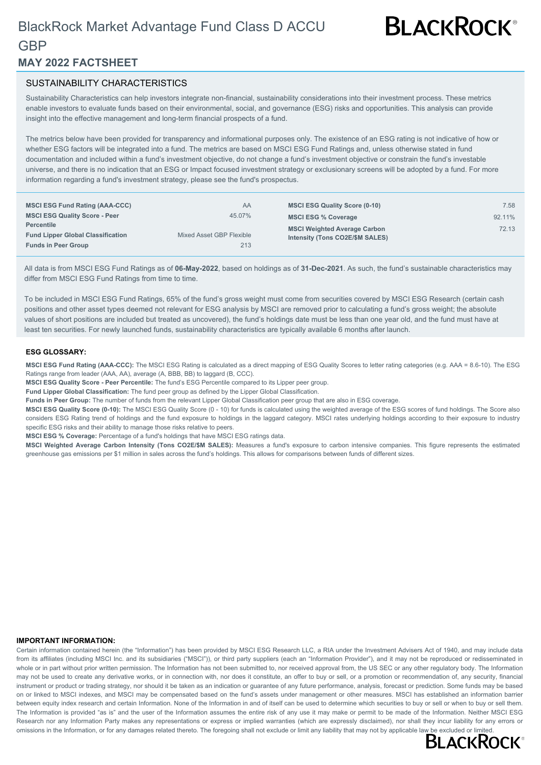# BlackRock Market Advantage Fund Class D ACCU GBP

## MAY 2022 FACTSHEET

### SUSTAINABILITY CHARACTERISTICS

Sustainability Characteristics can help investors integrate non-financial, sustainability considerations into their investment process. These metrics enable investors to evaluate funds based on their environmental, social, and governance (ESG) risks and opportunities. This analysis can provide insight into the effective management and long-term financial prospects of a fund.

The metrics below have been provided for transparency and informational purposes only. The existence of an ESG rating is not indicative of how or whether ESG factors will be integrated into a fund. The metrics are based on MSCI ESG Fund Ratings and, unless otherwise stated in fund documentation and included within a fund's investment objective, do not change a fund's investment objective or constrain the fund's investable universe, and there is no indication that an ESG or Impact focused investment strategy or exclusionary screens will be adopted by a fund. For more information regarding a fund's investment strategy, please see the fund's prospectus.

| | | | |
|---|---|---|---|
| **MSCI ESG Fund Rating (AAA-CCC)** | AA | **MSCI ESG Quality Score (0-10)** | 7.58 |
| **MSCI ESG Quality Score - Peer Percentile** | 45.07% | **MSCI ESG % Coverage** | 92.11% |
| **Fund Lipper Global Classification** | Mixed Asset GBP Flexible | **MSCI Weighted Average Carbon Intensity (Tons CO2E/$M SALES)** | 72.13 |
| **Funds in Peer Group** | 213 | | |

All data is from MSCI ESG Fund Ratings as of **06-May-2022**, based on holdings as of **31-Dec-2021**. As such, the fund's sustainable characteristics may differ from MSCI ESG Fund Ratings from time to time.

To be included in MSCI ESG Fund Ratings, 65% of the fund's gross weight must come from securities covered by MSCI ESG Research (certain cash positions and other asset types deemed not relevant for ESG analysis by MSCI are removed prior to calculating a fund's gross weight; the absolute values of short positions are included but treated as uncovered), the fund's holdings date must be less than one year old, and the fund must have at least ten securities. For newly launched funds, sustainability characteristics are typically available 6 months after launch.

**ESG GLOSSARY:**

**MSCI ESG Fund Rating (AAA-CCC):** The MSCI ESG Rating is calculated as a direct mapping of ESG Quality Scores to letter rating categories (e.g. AAA = 8.6-10). The ESG Ratings range from leader (AAA, AA), average (A, BBB, BB) to laggard (B, CCC).

**MSCI ESG Quality Score - Peer Percentile:** The fund's ESG Percentile compared to its Lipper peer group.

**Fund Lipper Global Classification:** The fund peer group as defined by the Lipper Global Classification.

**Funds in Peer Group:** The number of funds from the relevant Lipper Global Classification peer group that are also in ESG coverage.

**MSCI ESG Quality Score (0-10):** The MSCI ESG Quality Score (0 - 10) for funds is calculated using the weighted average of the ESG scores of fund holdings. The Score also considers ESG Rating trend of holdings and the fund exposure to holdings in the laggard category. MSCI rates underlying holdings according to their exposure to industry specific ESG risks and their ability to manage those risks relative to peers.

**MSCI ESG % Coverage:** Percentage of a fund's holdings that have MSCI ESG ratings data.

**MSCI Weighted Average Carbon Intensity (Tons CO2E/$M SALES):** Measures a fund's exposure to carbon intensive companies. This figure represents the estimated greenhouse gas emissions per $1 million in sales across the fund's holdings. This allows for comparisons between funds of different sizes.

**IMPORTANT INFORMATION:**

Certain information contained herein (the "Information") has been provided by MSCI ESG Research LLC, a RIA under the Investment Advisers Act of 1940, and may include data from its affiliates (including MSCI Inc. and its subsidiaries ("MSCI")), or third party suppliers (each an "Information Provider"), and it may not be reproduced or redisseminated in whole or in part without prior written permission. The Information has not been submitted to, nor received approval from, the US SEC or any other regulatory body. The Information may not be used to create any derivative works, or in connection with, nor does it constitute, an offer to buy or sell, or a promotion or recommendation of, any security, financial instrument or product or trading strategy, nor should it be taken as an indication or guarantee of any future performance, analysis, forecast or prediction. Some funds may be based on or linked to MSCI indexes, and MSCI may be compensated based on the fund's assets under management or other measures. MSCI has established an information barrier between equity index research and certain Information. None of the Information in and of itself can be used to determine which securities to buy or sell or when to buy or sell them. The Information is provided "as is" and the user of the Information assumes the entire risk of any use it may make or permit to be made of the Information. Neither MSCI ESG Research nor any Information Party makes any representations or express or implied warranties (which are expressly disclaimed), nor shall they incur liability for any errors or omissions in the Information, or for any damages related thereto. The foregoing shall not exclude or limit any liability that may not by applicable law be excluded or limited.